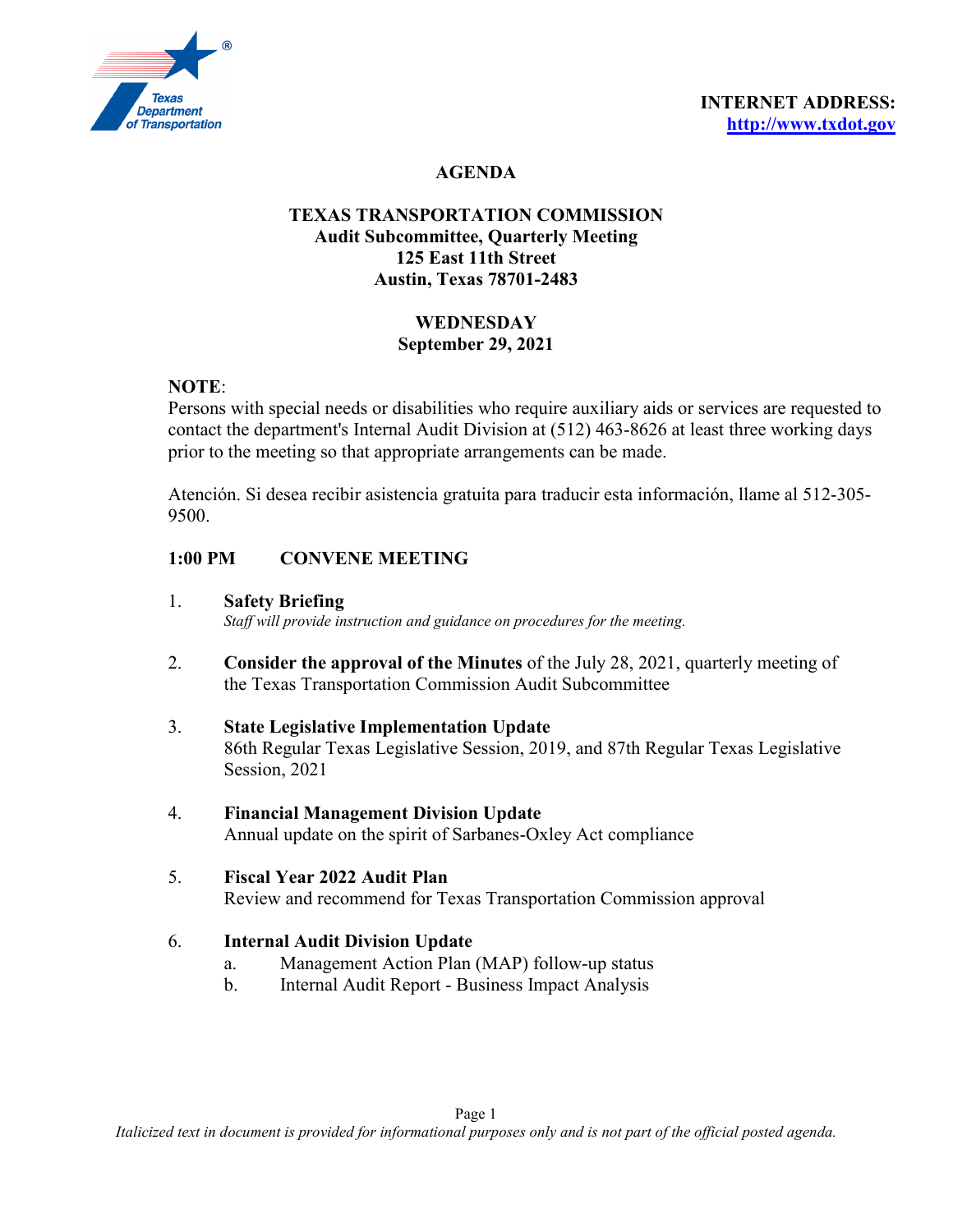**INTERNET ADDRESS:**
**http://www.txdot.gov**

# AGENDA

## TEXAS TRANSPORTATION COMMISSION
**Audit Subcommittee, Quarterly Meeting**
**125 East 11th Street**
**Austin, Texas 78701-2483**

**WEDNESDAY**
**September 29, 2021**

**NOTE**:
Persons with special needs or disabilities who require auxiliary aids or services are requested to contact the department's Internal Audit Division at (512) 463-8626 at least three working days prior to the meeting so that appropriate arrangements can be made.

Atención. Si desea recibir asistencia gratuita para traducir esta información, llame al 512-305-9500.

**1:00 PM CONVENE MEETING**

1. **Safety Briefing**
   *Staff will provide instruction and guidance on procedures for the meeting.*

2. **Consider the approval of the Minutes** of the July 28, 2021, quarterly meeting of the Texas Transportation Commission Audit Subcommittee

3. **State Legislative Implementation Update**
   86th Regular Texas Legislative Session, 2019, and 87th Regular Texas Legislative Session, 2021

4. **Financial Management Division Update**
   Annual update on the spirit of Sarbanes-Oxley Act compliance

5. **Fiscal Year 2022 Audit Plan**
   Review and recommend for Texas Transportation Commission approval

6. **Internal Audit Division Update**
   a. Management Action Plan (MAP) follow-up status
   b. Internal Audit Report - Business Impact Analysis

*Italicized text in document is provided for informational purposes only and is not part of the official posted agenda.*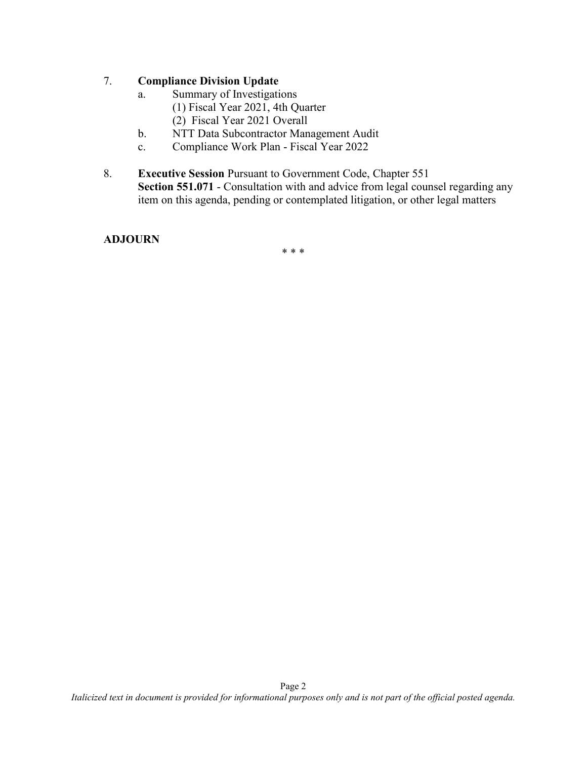7. **Compliance Division Update**
   a. Summary of Investigations
      (1) Fiscal Year 2021, 4th Quarter
      (2) Fiscal Year 2021 Overall
   b. NTT Data Subcontractor Management Audit
   c. Compliance Work Plan - Fiscal Year 2022

8. **Executive Session** Pursuant to Government Code, Chapter 551
   **Section 551.071** - Consultation with and advice from legal counsel regarding any item on this agenda, pending or contemplated litigation, or other legal matters

**ADJOURN**

\* \* \*

*Italicized text in document is provided for informational purposes only and is not part of the official posted agenda.*